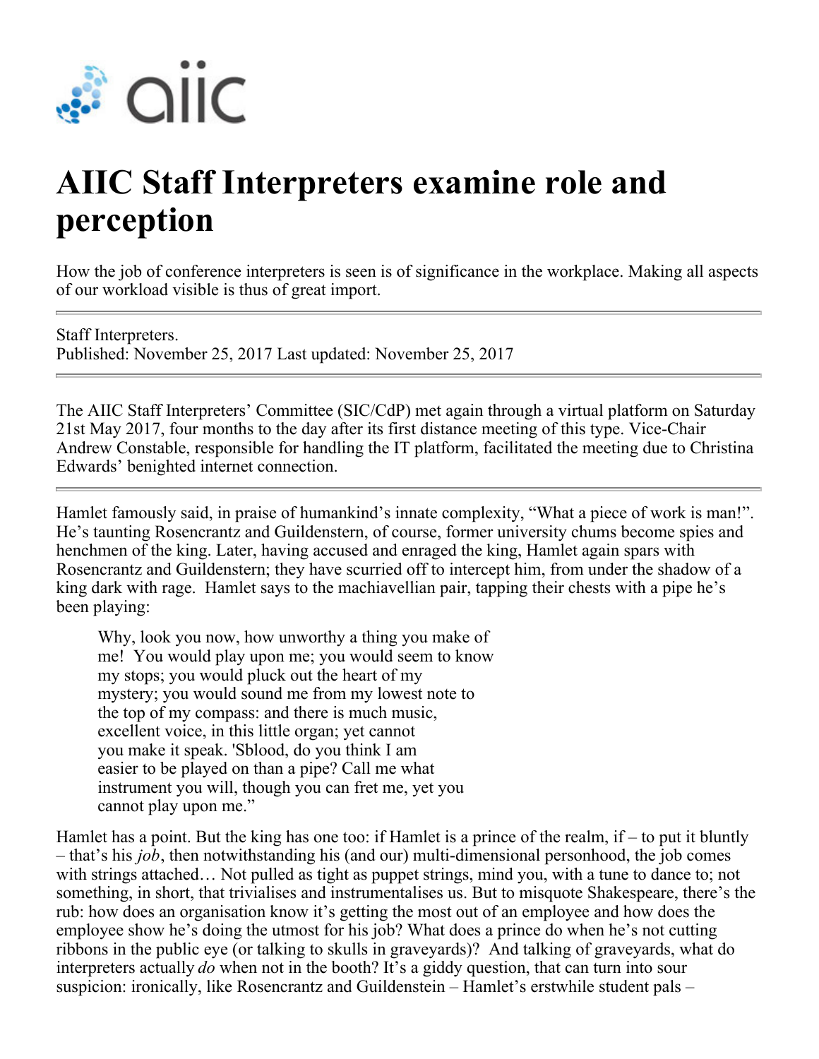# AIIC Staff Interpreters examine role and perception

How the job of conference interpreters is seen is of significance in the workplace. Making all aspects of our workload visible is thus of great import.

---

Staff Interpreters.
Published: November 25, 2017 Last updated: November 25, 2017

---

The AIIC Staff Interpreters' Committee (SIC/CdP) met again through a virtual platform on Saturday 21st May 2017, four months to the day after its first distance meeting of this type. Vice-Chair Andrew Constable, responsible for handling the IT platform, facilitated the meeting due to Christina Edwards' benighted internet connection.

---

Hamlet famously said, in praise of humankind's innate complexity, "What a piece of work is man!". He's taunting Rosencrantz and Guildenstern, of course, former university chums become spies and henchmen of the king. Later, having accused and enraged the king, Hamlet again spars with Rosencrantz and Guildenstern; they have scurried off to intercept him, from under the shadow of a king dark with rage. Hamlet says to the machiavellian pair, tapping their chests with a pipe he's been playing:

> Why, look you now, how unworthy a thing you make of me! You would play upon me; you would seem to know my stops; you would pluck out the heart of my mystery; you would sound me from my lowest note to the top of my compass: and there is much music, excellent voice, in this little organ; yet cannot you make it speak. 'Sblood, do you think I am easier to be played on than a pipe? Call me what instrument you will, though you can fret me, yet you cannot play upon me."

Hamlet has a point. But the king has one too: if Hamlet is a prince of the realm, if – to put it bluntly – that's his *job*, then notwithstanding his (and our) multi-dimensional personhood, the job comes with strings attached… Not pulled as tight as puppet strings, mind you, with a tune to dance to; not something, in short, that trivialises and instrumentalises us. But to misquote Shakespeare, there's the rub: how does an organisation know it's getting the most out of an employee and how does the employee show he's doing the utmost for his job? What does a prince do when he's not cutting ribbons in the public eye (or talking to skulls in graveyards)? And talking of graveyards, what do interpreters actually *do* when not in the booth? It's a giddy question, that can turn into sour suspicion: ironically, like Rosencrantz and Guildenstein – Hamlet's erstwhile student pals –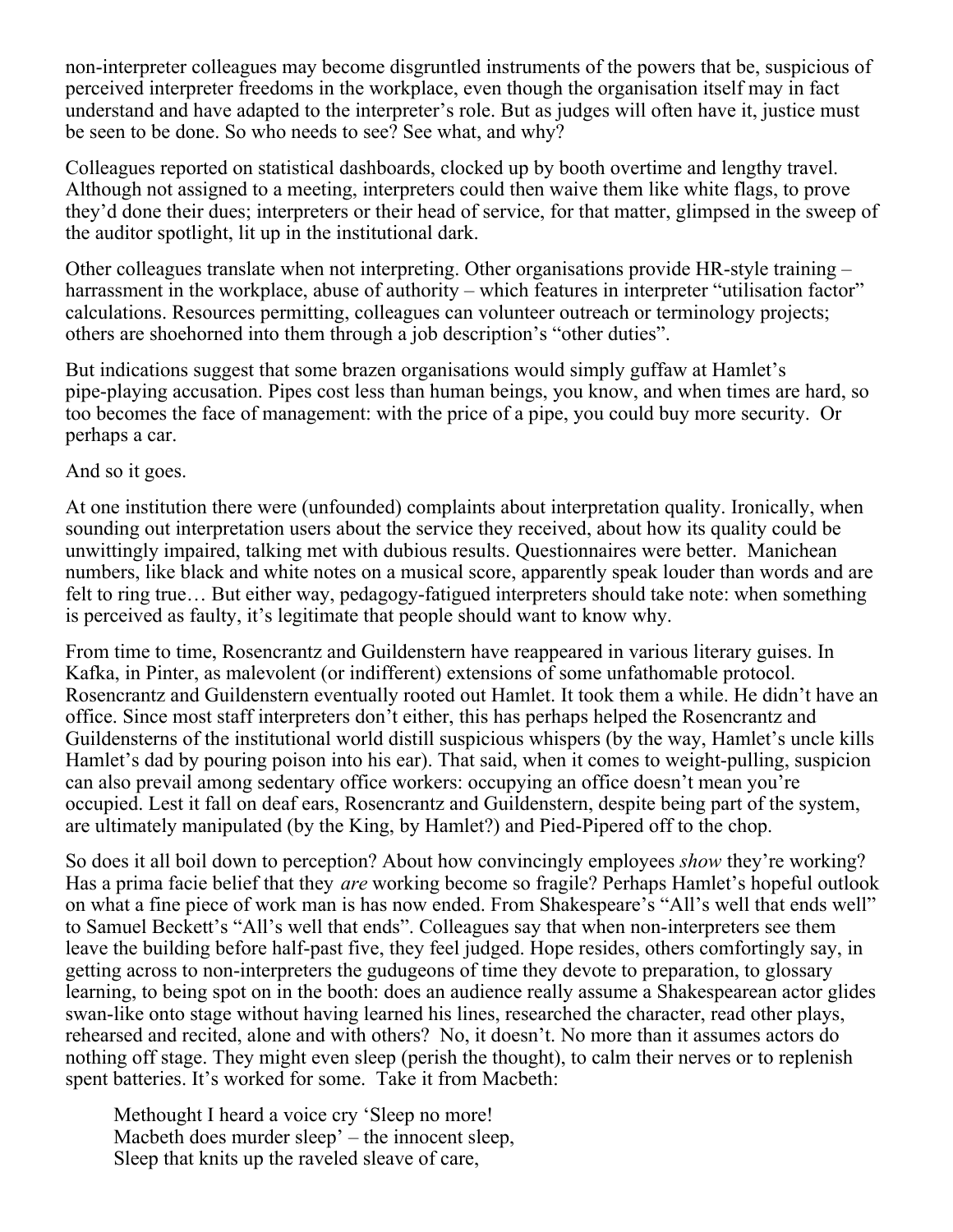non-interpreter colleagues may become disgruntled instruments of the powers that be, suspicious of perceived interpreter freedoms in the workplace, even though the organisation itself may in fact understand and have adapted to the interpreter's role. But as judges will often have it, justice must be seen to be done. So who needs to see? See what, and why?

Colleagues reported on statistical dashboards, clocked up by booth overtime and lengthy travel. Although not assigned to a meeting, interpreters could then waive them like white flags, to prove they'd done their dues; interpreters or their head of service, for that matter, glimpsed in the sweep of the auditor spotlight, lit up in the institutional dark.

Other colleagues translate when not interpreting. Other organisations provide HR-style training – harrassment in the workplace, abuse of authority – which features in interpreter "utilisation factor" calculations. Resources permitting, colleagues can volunteer outreach or terminology projects; others are shoehorned into them through a job description's "other duties".

But indications suggest that some brazen organisations would simply guffaw at Hamlet's pipe-playing accusation. Pipes cost less than human beings, you know, and when times are hard, so too becomes the face of management: with the price of a pipe, you could buy more security. Or perhaps a car.

And so it goes.

At one institution there were (unfounded) complaints about interpretation quality. Ironically, when sounding out interpretation users about the service they received, about how its quality could be unwittingly impaired, talking met with dubious results. Questionnaires were better. Manichean numbers, like black and white notes on a musical score, apparently speak louder than words and are felt to ring true… But either way, pedagogy-fatigued interpreters should take note: when something is perceived as faulty, it's legitimate that people should want to know why.

From time to time, Rosencrantz and Guildenstern have reappeared in various literary guises. In Kafka, in Pinter, as malevolent (or indifferent) extensions of some unfathomable protocol. Rosencrantz and Guildenstern eventually rooted out Hamlet. It took them a while. He didn't have an office. Since most staff interpreters don't either, this has perhaps helped the Rosencrantz and Guildensterns of the institutional world distill suspicious whispers (by the way, Hamlet's uncle kills Hamlet's dad by pouring poison into his ear). That said, when it comes to weight-pulling, suspicion can also prevail among sedentary office workers: occupying an office doesn't mean you're occupied. Lest it fall on deaf ears, Rosencrantz and Guildenstern, despite being part of the system, are ultimately manipulated (by the King, by Hamlet?) and Pied-Pipered off to the chop.

So does it all boil down to perception? About how convincingly employees *show* they're working? Has a prima facie belief that they *are* working become so fragile? Perhaps Hamlet's hopeful outlook on what a fine piece of work man is has now ended. From Shakespeare's "All's well that ends well" to Samuel Beckett's "All's well that ends". Colleagues say that when non-interpreters see them leave the building before half-past five, they feel judged. Hope resides, others comfortingly say, in getting across to non-interpreters the gudugeons of time they devote to preparation, to glossary learning, to being spot on in the booth: does an audience really assume a Shakespearean actor glides swan-like onto stage without having learned his lines, researched the character, read other plays, rehearsed and recited, alone and with others? No, it doesn't. No more than it assumes actors do nothing off stage. They might even sleep (perish the thought), to calm their nerves or to replenish spent batteries. It's worked for some. Take it from Macbeth:

> Methought I heard a voice cry 'Sleep no more!
> Macbeth does murder sleep' – the innocent sleep,
> Sleep that knits up the raveled sleave of care,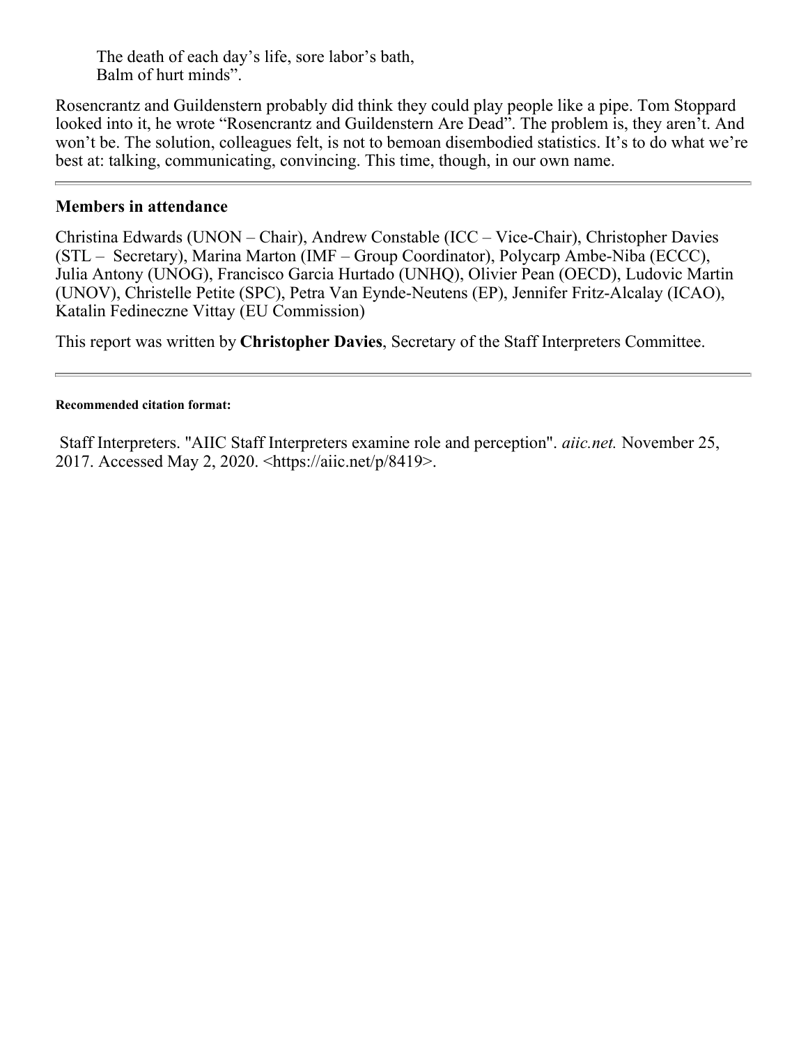> The death of each day's life, sore labor's bath,
> Balm of hurt minds".

Rosencrantz and Guildenstern probably did think they could play people like a pipe. Tom Stoppard looked into it, he wrote "Rosencrantz and Guildenstern Are Dead". The problem is, they aren't. And won't be. The solution, colleagues felt, is not to bemoan disembodied statistics. It's to do what we're best at: talking, communicating, convincing. This time, though, in our own name.

---

### Members in attendance

Christina Edwards (UNON – Chair), Andrew Constable (ICC – Vice-Chair), Christopher Davies (STL – Secretary), Marina Marton (IMF – Group Coordinator), Polycarp Ambe-Niba (ECCC), Julia Antony (UNOG), Francisco Garcia Hurtado (UNHQ), Olivier Pean (OECD), Ludovic Martin (UNOV), Christelle Petite (SPC), Petra Van Eynde-Neutens (EP), Jennifer Fritz-Alcalay (ICAO), Katalin Fedineczne Vittay (EU Commission)

This report was written by **Christopher Davies**, Secretary of the Staff Interpreters Committee.

---

**Recommended citation format:**

Staff Interpreters. "AIIC Staff Interpreters examine role and perception". *aiic.net.* November 25, 2017. Accessed May 2, 2020. <https://aiic.net/p/8419>.